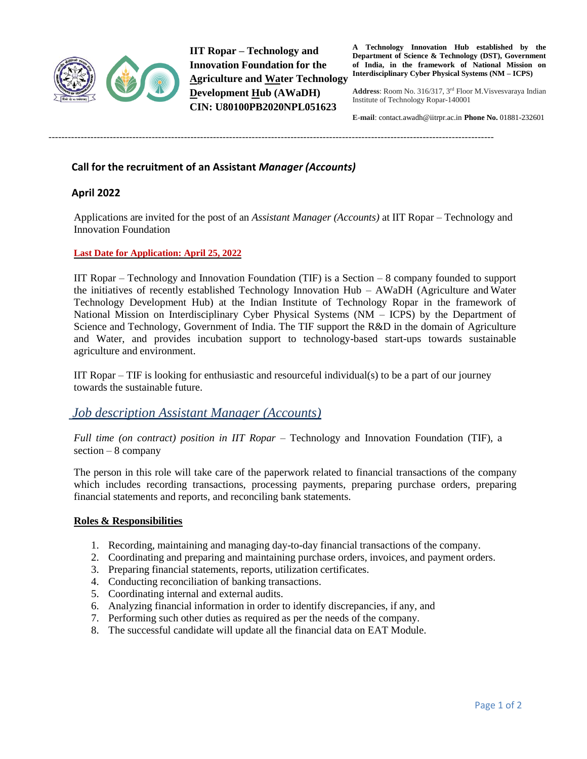**IIT Ropar – Technology and Innovation Foundation for the Agriculture and Water Technology Development Hub (AWaDH)**
**CIN: U80100PB2020NPL051623**

**A Technology Innovation Hub established by the Department of Science & Technology (DST), Government of India, in the framework of National Mission on Interdisciplinary Cyber Physical Systems (NM – ICPS)**

**Address**: Room No. 316/317, 3rd Floor M.Visvesvaraya Indian Institute of Technology Ropar-140001

**E-mail**: contact.awadh@iitrpr.ac.in **Phone No.** 01881-232601

---

## Call for the recruitment of an Assistant *Manager (Accounts)*

## April 2022

Applications are invited for the post of an *Assistant Manager (Accounts)* at IIT Ropar – Technology and Innovation Foundation

**Last Date for Application: April 25, 2022**

IIT Ropar – Technology and Innovation Foundation (TIF) is a Section – 8 company founded to support the initiatives of recently established Technology Innovation Hub – AWaDH (Agriculture and Water Technology Development Hub) at the Indian Institute of Technology Ropar in the framework of National Mission on Interdisciplinary Cyber Physical Systems (NM – ICPS) by the Department of Science and Technology, Government of India. The TIF support the R&D in the domain of Agriculture and Water, and provides incubation support to technology-based start-ups towards sustainable agriculture and environment.

IIT Ropar – TIF is looking for enthusiastic and resourceful individual(s) to be a part of our journey towards the sustainable future.

## *Job description Assistant Manager (Accounts)*

*Full time (on contract) position in IIT Ropar* – Technology and Innovation Foundation (TIF), a section – 8 company

The person in this role will take care of the paperwork related to financial transactions of the company which includes recording transactions, processing payments, preparing purchase orders, preparing financial statements and reports, and reconciling bank statements.

### Roles & Responsibilities

1. Recording, maintaining and managing day-to-day financial transactions of the company.
2. Coordinating and preparing and maintaining purchase orders, invoices, and payment orders.
3. Preparing financial statements, reports, utilization certificates.
4. Conducting reconciliation of banking transactions.
5. Coordinating internal and external audits.
6. Analyzing financial information in order to identify discrepancies, if any, and
7. Performing such other duties as required as per the needs of the company.
8. The successful candidate will update all the financial data on EAT Module.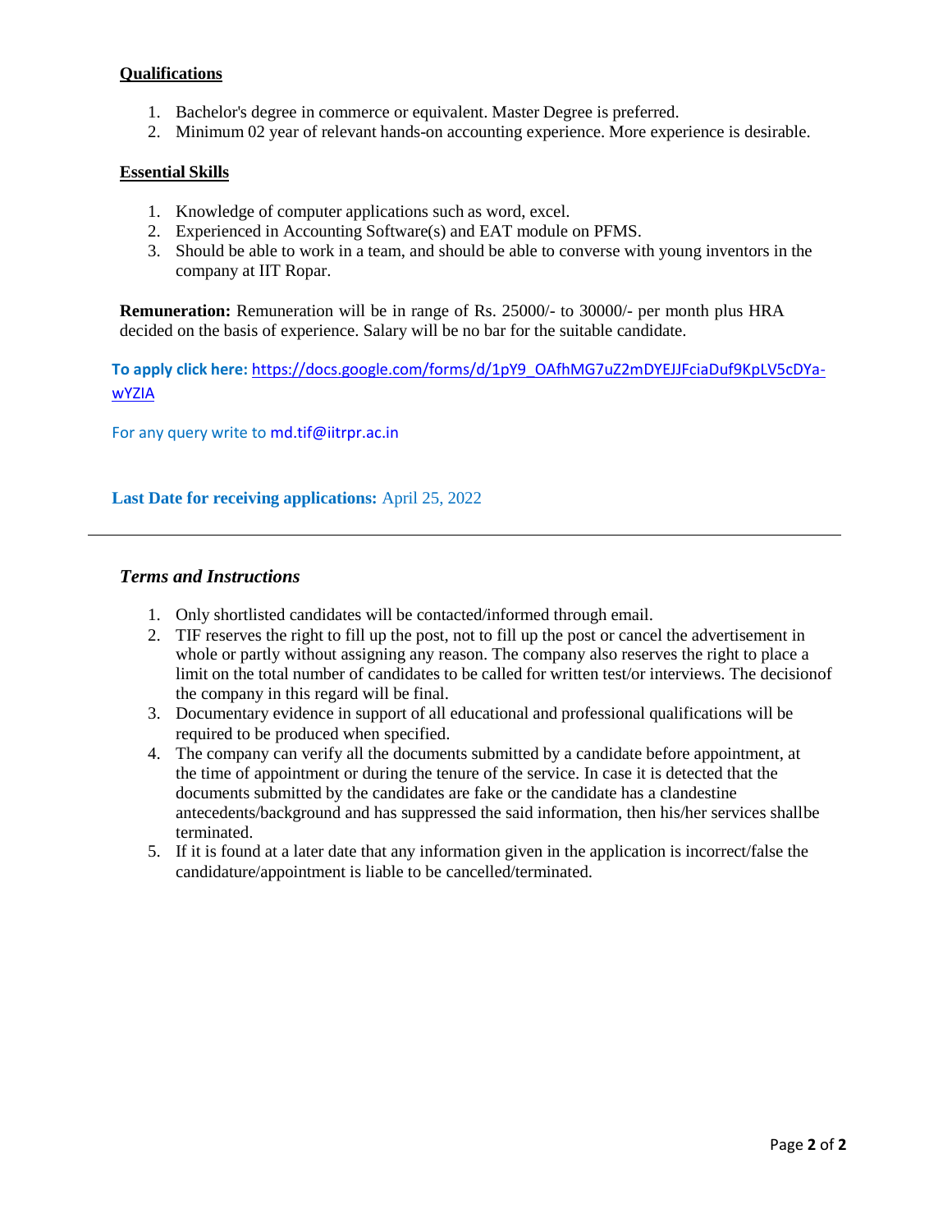**Qualifications**

1. Bachelor's degree in commerce or equivalent. Master Degree is preferred.
2. Minimum 02 year of relevant hands-on accounting experience. More experience is desirable.

**Essential Skills**

1. Knowledge of computer applications such as word, excel.
2. Experienced in Accounting Software(s) and EAT module on PFMS.
3. Should be able to work in a team, and should be able to converse with young inventors in the company at IIT Ropar.

**Remuneration:** Remuneration will be in range of Rs. 25000/- to 30000/- per month plus HRA decided on the basis of experience. Salary will be no bar for the suitable candidate.

**To apply click here:** https://docs.google.com/forms/d/1pY9_OAfhMG7uZ2mDYEJJFciaDuf9KpLV5cDYa-wYZIA

For any query write to md.tif@iitrpr.ac.in

**Last Date for receiving applications:** April 25, 2022

---

***Terms and Instructions***

1. Only shortlisted candidates will be contacted/informed through email.
2. TIF reserves the right to fill up the post, not to fill up the post or cancel the advertisement in whole or partly without assigning any reason. The company also reserves the right to place a limit on the total number of candidates to be called for written test/or interviews. The decisionof the company in this regard will be final.
3. Documentary evidence in support of all educational and professional qualifications will be required to be produced when specified.
4. The company can verify all the documents submitted by a candidate before appointment, at the time of appointment or during the tenure of the service. In case it is detected that the documents submitted by the candidates are fake or the candidate has a clandestine antecedents/background and has suppressed the said information, then his/her services shallbe terminated.
5. If it is found at a later date that any information given in the application is incorrect/false the candidature/appointment is liable to be cancelled/terminated.